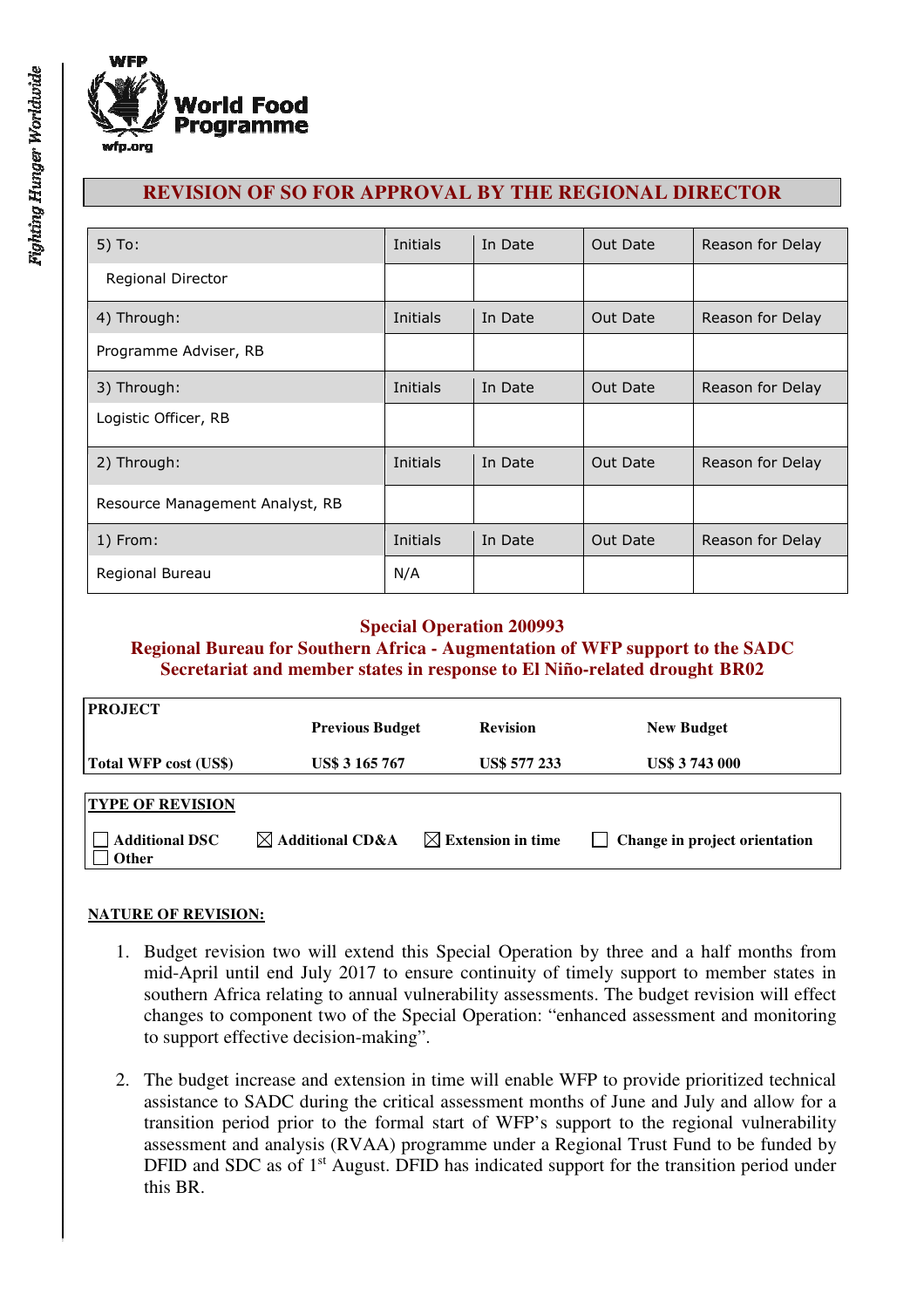# REVISION OF SO FOR APPROVAL BY THE REGIONAL DIRECTOR

| 5) To: | Initials | In Date | Out Date | Reason for Delay |
|---|---|---|---|---|
| Regional Director | | | | |
| 4) Through: | Initials | In Date | Out Date | Reason for Delay |
| Programme Adviser, RB | | | | |
| 3) Through: | Initials | In Date | Out Date | Reason for Delay |
| Logistic Officer, RB | | | | |
| 2) Through: | Initials | In Date | Out Date | Reason for Delay |
| Resource Management Analyst, RB | | | | |
| 1) From: | Initials | In Date | Out Date | Reason for Delay |
| Regional Bureau | N/A | | | |

## Special Operation 200993
## Regional Bureau for Southern Africa - Augmentation of WFP support to the SADC Secretariat and member states in response to El Niño-related drought BR02

| PROJECT | Previous Budget | Revision | New Budget |
|---|---|---|---|
| Total WFP cost (US$) | US$ 3 165 767 | US$ 577 233 | US$ 3 743 000 |

**TYPE OF REVISION**

☐ Additional DSC ☒ Additional CD&A ☒ Extension in time ☐ Change in project orientation
☐ Other

**NATURE OF REVISION:**

1. Budget revision two will extend this Special Operation by three and a half months from mid-April until end July 2017 to ensure continuity of timely support to member states in southern Africa relating to annual vulnerability assessments. The budget revision will effect changes to component two of the Special Operation: "enhanced assessment and monitoring to support effective decision-making".

2. The budget increase and extension in time will enable WFP to provide prioritized technical assistance to SADC during the critical assessment months of June and July and allow for a transition period prior to the formal start of WFP's support to the regional vulnerability assessment and analysis (RVAA) programme under a Regional Trust Fund to be funded by DFID and SDC as of 1st August. DFID has indicated support for the transition period under this BR.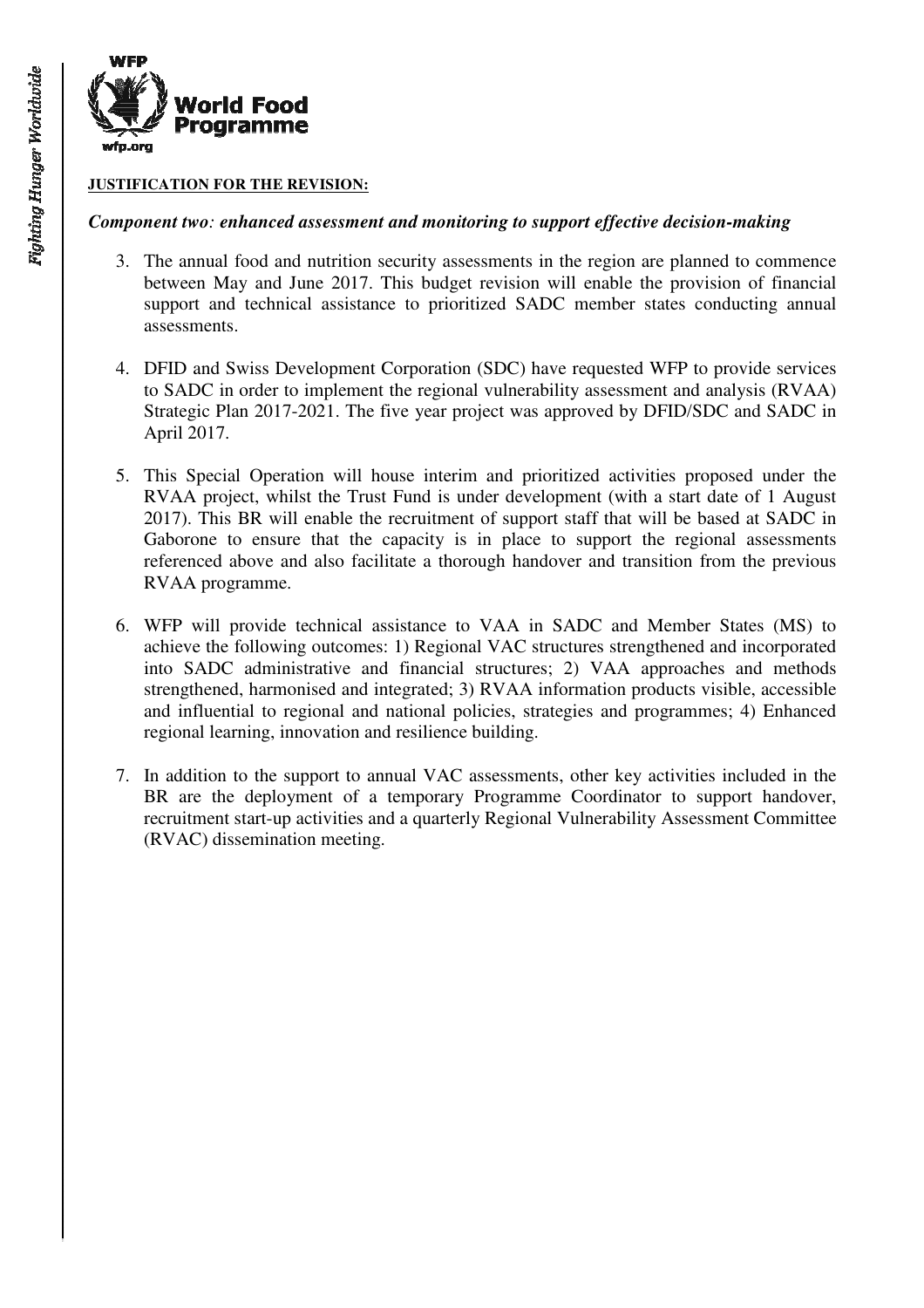**JUSTIFICATION FOR THE REVISION:**

***Component two: enhanced assessment and monitoring to support effective decision-making***

3. The annual food and nutrition security assessments in the region are planned to commence between May and June 2017. This budget revision will enable the provision of financial support and technical assistance to prioritized SADC member states conducting annual assessments.

4. DFID and Swiss Development Corporation (SDC) have requested WFP to provide services to SADC in order to implement the regional vulnerability assessment and analysis (RVAA) Strategic Plan 2017-2021. The five year project was approved by DFID/SDC and SADC in April 2017.

5. This Special Operation will house interim and prioritized activities proposed under the RVAA project, whilst the Trust Fund is under development (with a start date of 1 August 2017). This BR will enable the recruitment of support staff that will be based at SADC in Gaborone to ensure that the capacity is in place to support the regional assessments referenced above and also facilitate a thorough handover and transition from the previous RVAA programme.

6. WFP will provide technical assistance to VAA in SADC and Member States (MS) to achieve the following outcomes: 1) Regional VAC structures strengthened and incorporated into SADC administrative and financial structures; 2) VAA approaches and methods strengthened, harmonised and integrated; 3) RVAA information products visible, accessible and influential to regional and national policies, strategies and programmes; 4) Enhanced regional learning, innovation and resilience building.

7. In addition to the support to annual VAC assessments, other key activities included in the BR are the deployment of a temporary Programme Coordinator to support handover, recruitment start-up activities and a quarterly Regional Vulnerability Assessment Committee (RVAC) dissemination meeting.